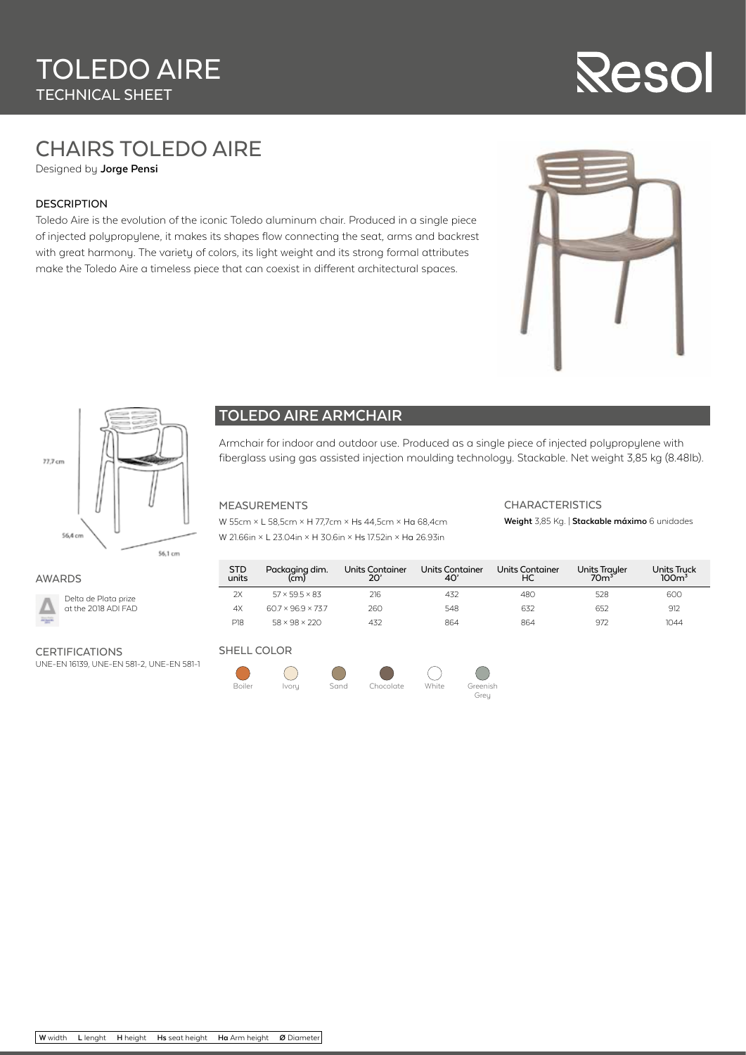# TOLEDO AIRE

TECHNICAL SHEET

Resol

## CHAIRS TOLEDO AIRE

Designed by **Jorge Pensi**

### DESCRIPTION

Toledo Aire is the evolution of the iconic Toledo aluminum chair. Produced in a single piece of injected polypropylene, it makes its shapes flow connecting the seat, arms and backrest with great harmony. The variety of colors, its light weight and its strong formal attributes make the Toledo Aire a timeless piece that can coexist in different architectural spaces.

77,7 cm

56,4 cm

56,1 cm

## TOLEDO AIRE ARMCHAIR

Armchair for indoor and outdoor use. Produced as a single piece of injected polypropylene with fiberglass using gas assisted injection moulding technology. Stackable. Net weight 3,85 kg (8.48lb).

### MEASUREMENTS

W 55cm × L 58,5cm × H 77,7cm × Hs 44,5cm × Ha 68,4cm

W 21.66in × L 23.04in × H 30.6in × Hs 17.52in × Ha 26.93in

### CHARACTERISTICS

**Weight** 3,85 Kg. | **Stackable máximo** 6 unidades

| STD units | Packaging dim. (cm) | Units Container 20' | Units Container 40' | Units Container HC | Units Trayler 70m³ | Units Truck 100m³ |
|---|---|---|---|---|---|---|
| 2X | 57 × 59.5 × 83 | 216 | 432 | 480 | 528 | 600 |
| 4X | 60.7 × 96.9 × 73.7 | 260 | 548 | 632 | 652 | 912 |
| P18 | 58 × 98 × 220 | 432 | 864 | 864 | 972 | 1044 |

### AWARDS

Delta de Plata prize at the 2018 ADI FAD

### CERTIFICATIONS

UNE-EN 16139, UNE-EN 581-2, UNE-EN 581-1

### SHELL COLOR

Boiler, Ivory, Sand, Chocolate, White, Greenish Grey

**W** width **L** lenght **H** height **Hs** seat height **Ha** Arm height **Ø** Diameter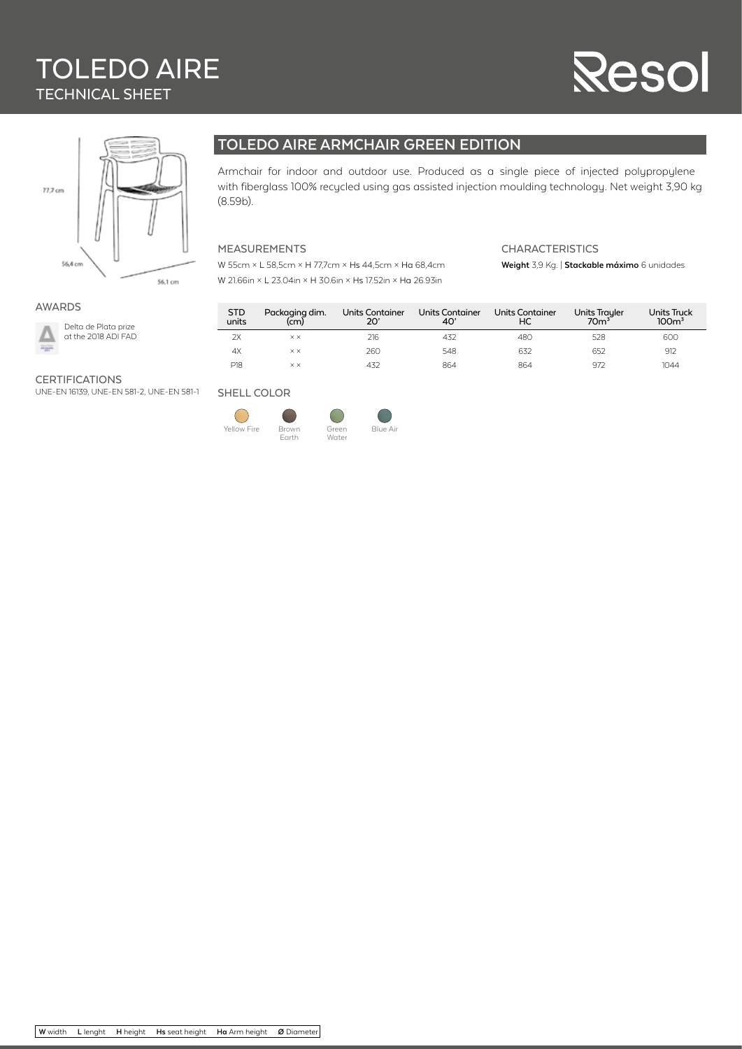# TOLEDO AIRE

TECHNICAL SHEET

Resol

77,7 cm

56,4 cm

56,1 cm

## TOLEDO AIRE ARMCHAIR GREEN EDITION

Armchair for indoor and outdoor use. Produced as a single piece of injected polypropylene with fiberglass 100% recycled using gas assisted injection moulding technology. Net weight 3,90 kg (8.59b).

### MEASUREMENTS

W 55cm × L 58,5cm × H 77,7cm × Hs 44,5cm × Ha 68,4cm

W 21.66in × L 23.04in × H 30.6in × Hs 17.52in × Ha 26.93in

### CHARACTERISTICS

**Weight** 3,9 Kg. | **Stackable máximo** 6 unidades

### AWARDS

Delta de Plata prize at the 2018 ADI FAD

### CERTIFICATIONS

UNE-EN 16139, UNE-EN 581-2, UNE-EN 581-1

| STD units | Packaging dim. (cm) | Units Container 20' | Units Container 40' | Units Container HC | Units Trayler 70m³ | Units Truck 100m³ |
|---|---|---|---|---|---|---|
| 2X | × × | 216 | 432 | 480 | 528 | 600 |
| 4X | × × | 260 | 548 | 632 | 652 | 912 |
| P18 | × × | 432 | 864 | 864 | 972 | 1044 |

### SHELL COLOR

Yellow Fire, Brown Earth, Green Water, Blue Air

**W** width **L** lenght **H** height **Hs** seat height **Ha** Arm height **Ø** Diameter